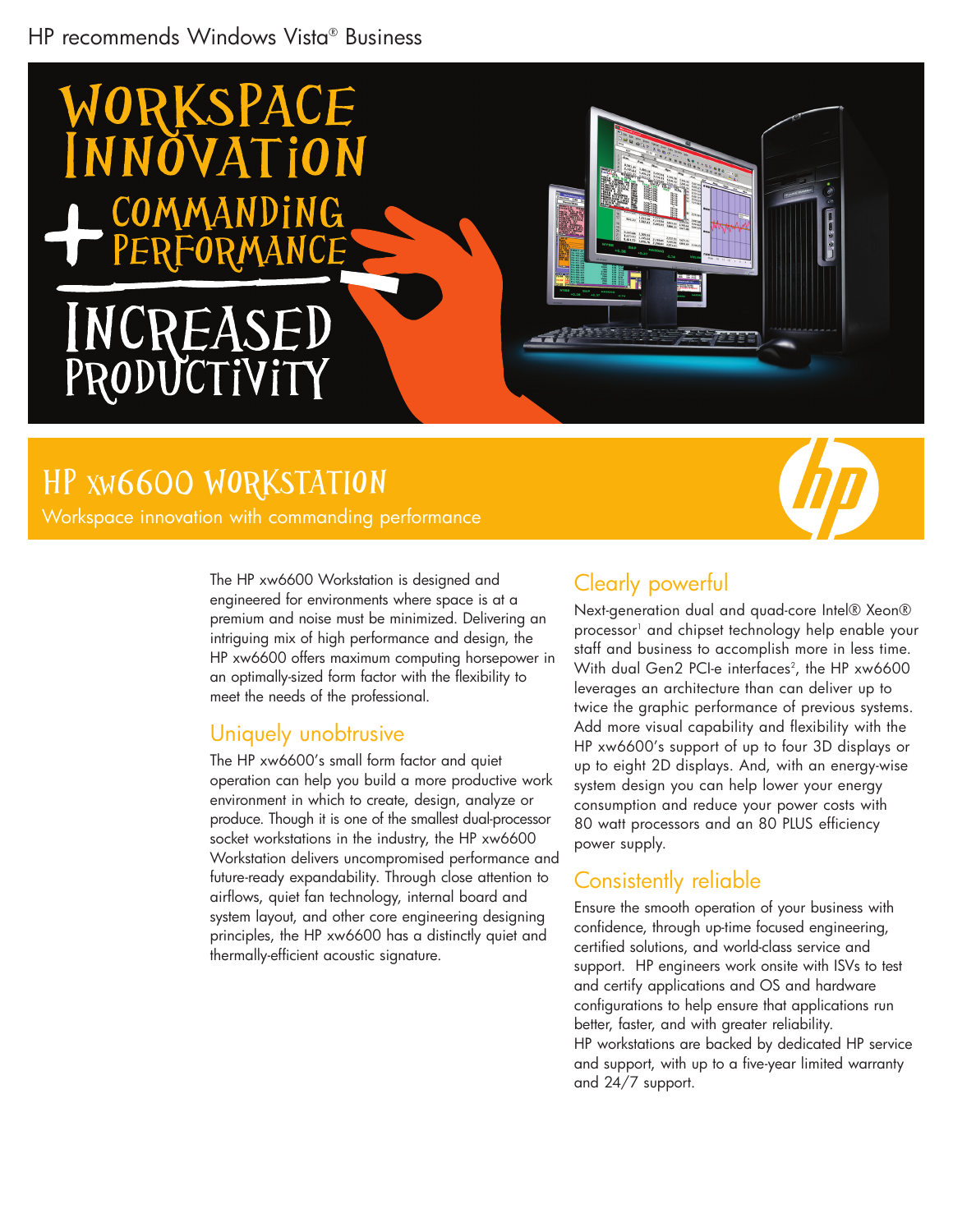HP recommends Windows Vista® Business

# WORKSPACE INNOVATION + COMMANDING PERFORMANCE = INCREASED PRODUCTIVITY

## HP xw6600 WORKSTATION

Workspace innovation with commanding performance

The HP xw6600 Workstation is designed and engineered for environments where space is at a premium and noise must be minimized. Delivering an intriguing mix of high performance and design, the HP xw6600 offers maximum computing horsepower in an optimally-sized form factor with the flexibility to meet the needs of the professional.

### Uniquely unobtrusive

The HP xw6600's small form factor and quiet operation can help you build a more productive work environment in which to create, design, analyze or produce. Though it is one of the smallest dual-processor socket workstations in the industry, the HP xw6600 Workstation delivers uncompromised performance and future-ready expandability. Through close attention to airflows, quiet fan technology, internal board and system layout, and other core engineering designing principles, the HP xw6600 has a distinctly quiet and thermally-efficient acoustic signature.

### Clearly powerful

Next-generation dual and quad-core Intel® Xeon® processor[1] and chipset technology help enable your staff and business to accomplish more in less time. With dual Gen2 PCI-e interfaces[2], the HP xw6600 leverages an architecture than can deliver up to twice the graphic performance of previous systems. Add more visual capability and flexibility with the HP xw6600's support of up to four 3D displays or up to eight 2D displays. And, with an energy-wise system design you can help lower your energy consumption and reduce your power costs with 80 watt processors and an 80 PLUS efficiency power supply.

### Consistently reliable

Ensure the smooth operation of your business with confidence, through up-time focused engineering, certified solutions, and world-class service and support. HP engineers work onsite with ISVs to test and certify applications and OS and hardware configurations to help ensure that applications run better, faster, and with greater reliability.
HP workstations are backed by dedicated HP service and support, with up to a five-year limited warranty and 24/7 support.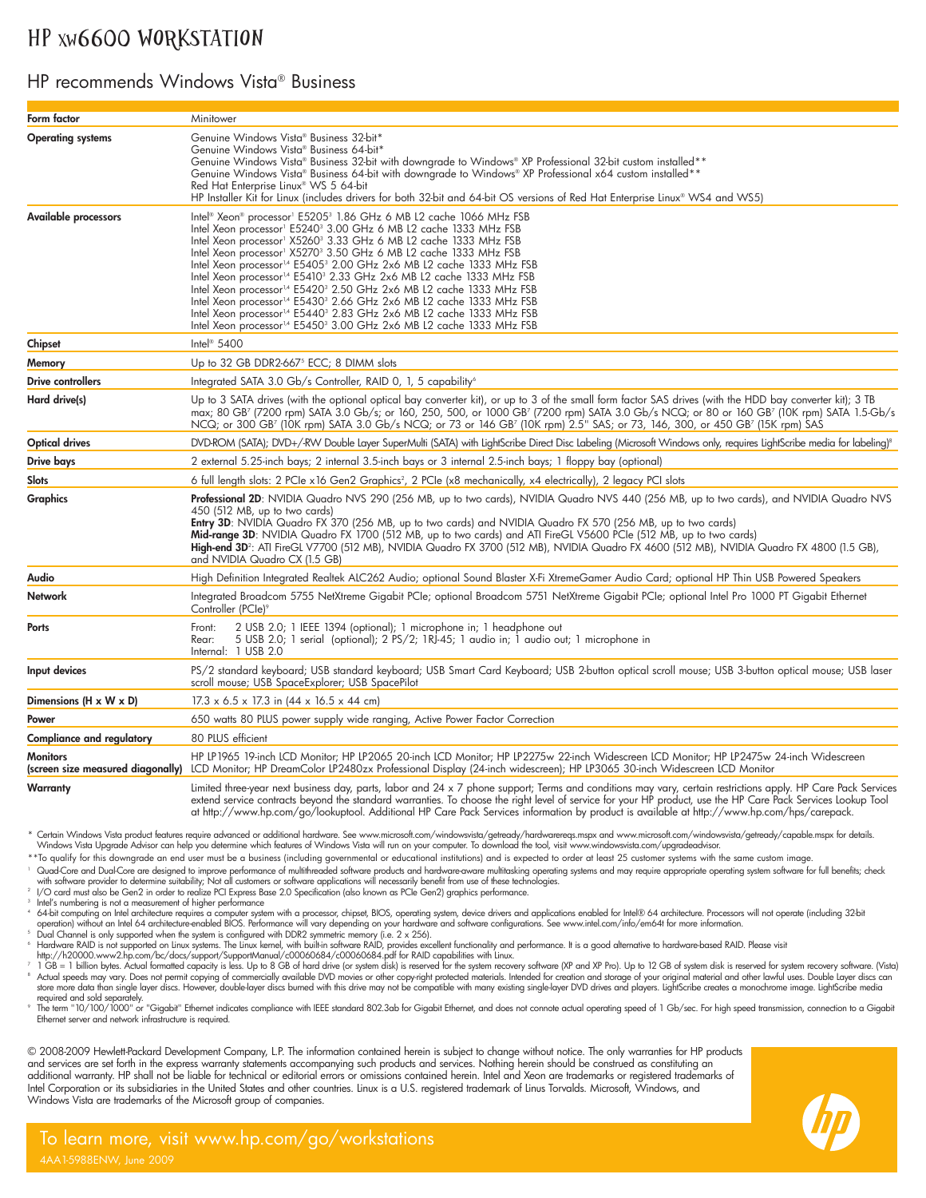# HP xw6600 Workstation

## HP recommends Windows Vista® Business

| | |
|---|---|
| **Form factor** | Minitower |
| **Operating systems** | Genuine Windows Vista® Business 32-bit*<br>Genuine Windows Vista® Business 64-bit*<br>Genuine Windows Vista® Business 32-bit with downgrade to Windows® XP Professional 32-bit custom installed**<br>Genuine Windows Vista® Business 64-bit with downgrade to Windows® XP Professional x64 custom installed**<br>Red Hat Enterprise Linux® WS 5 64-bit<br>HP Installer Kit for Linux (includes drivers for both 32-bit and 64-bit OS versions of Red Hat Enterprise Linux® WS4 and WS5) |
| **Available processors** | Intel® Xeon® processor[1] E5205[3] 1.86 GHz 6 MB L2 cache 1066 MHz FSB<br>Intel Xeon processor[1] E5240[3] 3.00 GHz 6 MB L2 cache 1333 MHz FSB<br>Intel Xeon processor[1] X5260[3] 3.33 GHz 6 MB L2 cache 1333 MHz FSB<br>Intel Xeon processor[1] X5270[3] 3.50 GHz 6 MB L2 cache 1333 MHz FSB<br>Intel Xeon processor[1,4] E5405[3] 2.00 GHz 2x6 MB L2 cache 1333 MHz FSB<br>Intel Xeon processor[1,4] E5410[3] 2.33 GHz 2x6 MB L2 cache 1333 MHz FSB<br>Intel Xeon processor[1,4] E5420[3] 2.50 GHz 2x6 MB L2 cache 1333 MHz FSB<br>Intel Xeon processor[1,4] E5430[3] 2.66 GHz 2x6 MB L2 cache 1333 MHz FSB<br>Intel Xeon processor[1,4] E5440[3] 2.83 GHz 2x6 MB L2 cache 1333 MHz FSB<br>Intel Xeon processor[1,4] E5450[3] 3.00 GHz 2x6 MB L2 cache 1333 MHz FSB |
| **Chipset** | Intel® 5400 |
| **Memory** | Up to 32 GB DDR2-667[5] ECC; 8 DIMM slots |
| **Drive controllers** | Integrated SATA 3.0 Gb/s Controller, RAID 0, 1, 5 capability[6] |
| **Hard drive(s)** | Up to 3 SATA drives (with the optional optical bay converter kit), or up to 3 of the small form factor SAS drives (with the HDD bay converter kit); 3 TB max; 80 GB[7] (7200 rpm) SATA 3.0 Gb/s; or 160, 250, 500, or 1000 GB[7] (7200 rpm) SATA 3.0 Gb/s NCQ; or 80 or 160 GB[7] (10K rpm) SATA 1.5-Gb/s NCQ; or 300 GB[7] (10K rpm) SATA 3.0 Gb/s NCQ; or 73 or 146 GB[7] (10K rpm) 2.5" SAS; or 73, 146, 300, or 450 GB[7] (15K rpm) SAS |
| **Optical drives** | DVD-ROM (SATA); DVD+/-RW Double Layer SuperMulti (SATA) with LightScribe Direct Disc Labeling (Microsoft Windows only, requires LightScribe media for labeling)[8] |
| **Drive bays** | 2 external 5.25-inch bays; 2 internal 3.5-inch bays or 3 internal 2.5-inch bays; 1 floppy bay (optional) |
| **Slots** | 6 full length slots: 2 PCIe x16 Gen2 Graphics[2], 2 PCIe (x8 mechanically, x4 electrically), 2 legacy PCI slots |
| **Graphics** | **Professional 2D**: NVIDIA Quadro NVS 290 (256 MB, up to two cards), NVIDIA Quadro NVS 440 (256 MB, up to two cards), and NVIDIA Quadro NVS 450 (512 MB, up to two cards)<br>**Entry 3D**: NVIDIA Quadro FX 370 (256 MB, up to two cards) and NVIDIA Quadro FX 570 (256 MB, up to two cards)<br>**Mid-range 3D**: NVIDIA Quadro FX 1700 (512 MB, up to two cards) and ATI FireGL V5600 PCIe (512 MB, up to two cards)<br>**High-end 3D**[2]: ATI FireGL V7700 (512 MB), NVIDIA Quadro FX 3700 (512 MB), NVIDIA Quadro FX 4600 (512 MB), NVIDIA Quadro FX 4800 (1.5 GB), and NVIDIA Quadro CX (1.5 GB) |
| **Audio** | High Definition Integrated Realtek ALC262 Audio; optional Sound Blaster X-Fi XtremeGamer Audio Card; optional HP Thin USB Powered Speakers |
| **Network** | Integrated Broadcom 5755 NetXtreme Gigabit PCIe; optional Broadcom 5751 NetXtreme Gigabit PCIe; optional Intel Pro 1000 PT Gigabit Ethernet Controller (PCIe)[9] |
| **Ports** | Front: 2 USB 2.0; 1 IEEE 1394 (optional); 1 microphone in; 1 headphone out<br>Rear: 5 USB 2.0; 1 serial (optional); 2 PS/2; 1RJ-45; 1 audio in; 1 audio out; 1 microphone in<br>Internal: 1 USB 2.0 |
| **Input devices** | PS/2 standard keyboard; USB standard keyboard; USB Smart Card Keyboard; USB 2-button optical scroll mouse; USB 3-button optical mouse; USB laser scroll mouse; USB SpaceExplorer; USB SpacePilot |
| **Dimensions (H x W x D)** | 17.3 x 6.5 x 17.3 in (44 x 16.5 x 44 cm) |
| **Power** | 650 watts 80 PLUS power supply wide ranging, Active Power Factor Correction |
| **Compliance and regulatory** | 80 PLUS efficient |
| **Monitors (screen size measured diagonally)** | HP LP1965 19-inch LCD Monitor; HP LP2065 20-inch LCD Monitor; HP LP2275w 22-inch Widescreen LCD Monitor; HP LP2475w 24-inch Widescreen LCD Monitor; HP DreamColor LP2480zx Professional Display (24-inch widescreen); HP LP3065 30-inch Widescreen LCD Monitor |
| **Warranty** | Limited three-year next business day, parts, labor and 24 x 7 phone support; Terms and conditions may vary, certain restrictions apply. HP Care Pack Services extend service contracts beyond the standard warranties. To choose the right level of service for your HP product, use the HP Care Pack Services Lookup Tool at http://www.hp.com/go/lookuptool. Additional HP Care Pack Services information by product is available at http://www.hp.com/hps/carepack. |

\* Certain Windows Vista product features require advanced or additional hardware. See www.microsoft.com/windowsvista/getready/hardwarereqs.mspx and www.microsoft.com/windowsvista/getready/capable.mspx for details. Windows Vista Upgrade Advisor can help you determine which features of Windows Vista will run on your computer. To download the tool, visit www.windowsvista.com/upgradeadvisor.

\*\*To qualify for this downgrade an end user must be a business (including governmental or educational institutions) and is expected to order at least 25 customer systems with the same custom image.

[1] Quad-Core and Dual-Core are designed to improve performance of multithreaded software products and hardware-aware multitasking operating systems and may require appropriate operating system software for full benefits; check with software provider to determine suitability; Not all customers or software applications will necessarily benefit from use of these technologies.

[2] I/O card must also be Gen2 in order to realize PCI Express Base 2.0 Specification (also known as PCIe Gen2) graphics performance.

[3] Intel's numbering is not a measurement of higher performance

[4] 64-bit computing on Intel architecture requires a computer system with a processor, chipset, BIOS, operating system, device drivers and applications enabled for Intel® 64 architecture. Processors will not operate (including 32-bit operation) without an Intel 64 architecture-enabled BIOS. Performance will vary depending on your hardware and software configurations. See www.intel.com/info/em64t for more information.

[5] Dual Channel is only supported when the system is configured with DDR2 symmetric memory (i.e. 2 x 256).

[6] Hardware RAID is not supported on Linux systems. The Linux kernel, with built-in software RAID, provides excellent functionality and performance. It is a good alternative to hardware-based RAID. Please visit http://h20000.www2.hp.com/bc/docs/support/SupportManual/c00060684/c00060684.pdf for RAID capabilities with Linux.

[7] 1 GB = 1 billion bytes. Actual formatted capacity is less. Up to 8 GB of hard drive (or system disk) is reserved for the system recovery software (XP and XP Pro). Up to 12 GB of system disk is reserved for system recovery software. (Vista)

[8] Actual speeds may vary. Does not permit copying of commercially available DVD movies or other copy-right protected materials. Intended for creation and storage of your original material and other lawful uses. Double Layer discs can store more data than single layer discs. However, double-layer discs burned with this drive may not be compatible with many existing single-layer DVD drives and players. LightScribe creates a monochrome image. LightScribe media required and sold separately.

[9] The term "10/100/1000" or "Gigabit" Ethernet indicates compliance with IEEE standard 802.3ab for Gigabit Ethernet, and does not connote actual operating speed of 1 Gb/sec. For high speed transmission, connection to a Gigabit Ethernet server and network infrastructure is required.

© 2008-2009 Hewlett-Packard Development Company, L.P. The information contained herein is subject to change without notice. The only warranties for HP products and services are set forth in the express warranty statements accompanying such products and services. Nothing herein should be construed as constituting an additional warranty. HP shall not be liable for technical or editorial errors or omissions contained herein. Intel and Xeon are trademarks or registered trademarks of Intel Corporation or its subsidiaries in the United States and other countries. Linux is a U.S. registered trademark of Linus Torvalds. Microsoft, Windows, and Windows Vista are trademarks of the Microsoft group of companies.

To learn more, visit www.hp.com/go/workstations

4AA1-5988ENW, June 2009